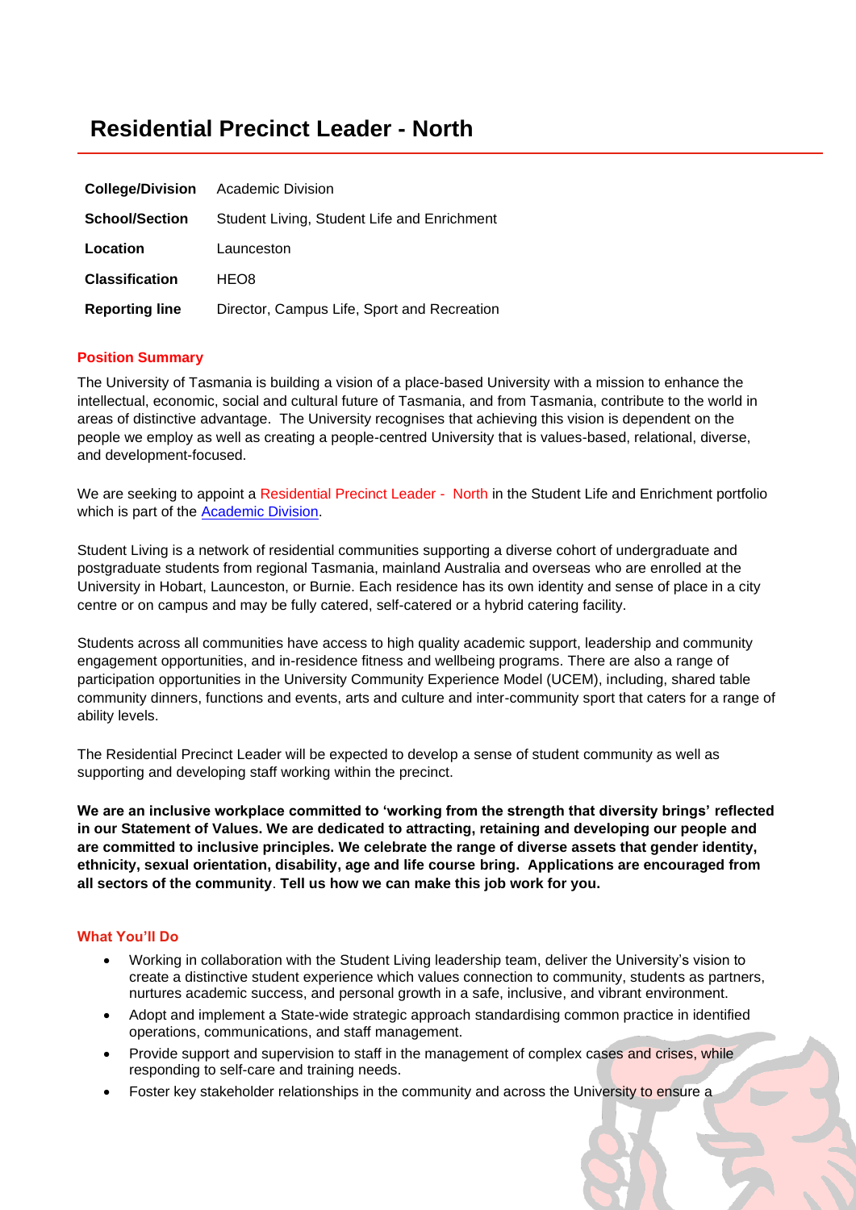# Residential Precinct Leader - North

| College/Division | Academic Division |
|---|---|
| School/Section | Student Living, Student Life and Enrichment |
| Location | Launceston |
| Classification | HEO8 |
| Reporting line | Director, Campus Life, Sport and Recreation |

## Position Summary

The University of Tasmania is building a vision of a place-based University with a mission to enhance the intellectual, economic, social and cultural future of Tasmania, and from Tasmania, contribute to the world in areas of distinctive advantage. The University recognises that achieving this vision is dependent on the people we employ as well as creating a people-centred University that is values-based, relational, diverse, and development-focused.

We are seeking to appoint a Residential Precinct Leader - North in the Student Life and Enrichment portfolio which is part of the Academic Division.

Student Living is a network of residential communities supporting a diverse cohort of undergraduate and postgraduate students from regional Tasmania, mainland Australia and overseas who are enrolled at the University in Hobart, Launceston, or Burnie. Each residence has its own identity and sense of place in a city centre or on campus and may be fully catered, self-catered or a hybrid catering facility.

Students across all communities have access to high quality academic support, leadership and community engagement opportunities, and in-residence fitness and wellbeing programs. There are also a range of participation opportunities in the University Community Experience Model (UCEM), including, shared table community dinners, functions and events, arts and culture and inter-community sport that caters for a range of ability levels.

The Residential Precinct Leader will be expected to develop a sense of student community as well as supporting and developing staff working within the precinct.

**We are an inclusive workplace committed to 'working from the strength that diversity brings' reflected in our Statement of Values. We are dedicated to attracting, retaining and developing our people and are committed to inclusive principles. We celebrate the range of diverse assets that gender identity, ethnicity, sexual orientation, disability, age and life course bring. Applications are encouraged from all sectors of the community**. **Tell us how we can make this job work for you.**

## What You'll Do

- Working in collaboration with the Student Living leadership team, deliver the University's vision to create a distinctive student experience which values connection to community, students as partners, nurtures academic success, and personal growth in a safe, inclusive, and vibrant environment.
- Adopt and implement a State-wide strategic approach standardising common practice in identified operations, communications, and staff management.
- Provide support and supervision to staff in the management of complex cases and crises, while responding to self-care and training needs.
- Foster key stakeholder relationships in the community and across the University to ensure a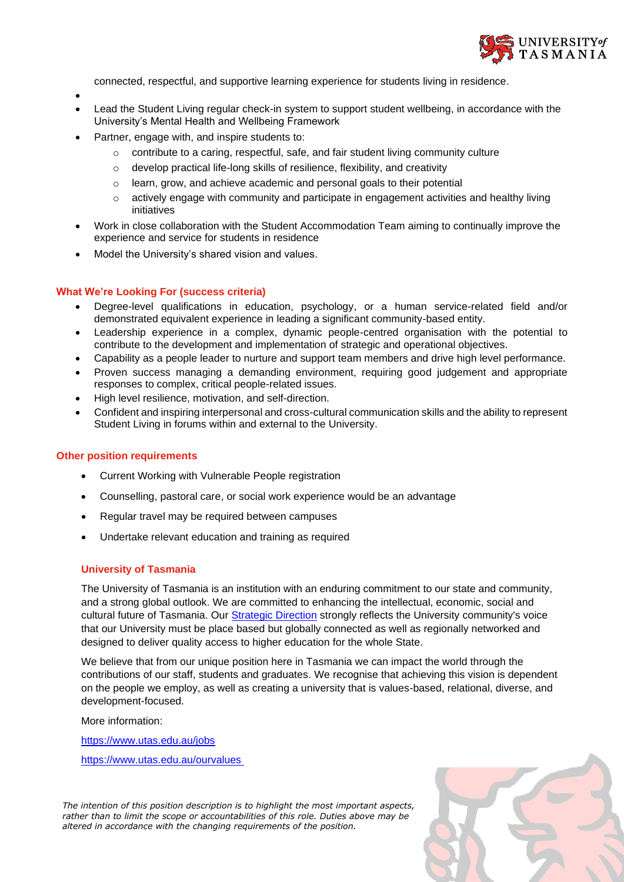connected, respectful, and supportive learning experience for students living in residence.

- Lead the Student Living regular check-in system to support student wellbeing, in accordance with the University's Mental Health and Wellbeing Framework
- Partner, engage with, and inspire students to:
  - contribute to a caring, respectful, safe, and fair student living community culture
  - develop practical life-long skills of resilience, flexibility, and creativity
  - learn, grow, and achieve academic and personal goals to their potential
  - actively engage with community and participate in engagement activities and healthy living initiatives
- Work in close collaboration with the Student Accommodation Team aiming to continually improve the experience and service for students in residence
- Model the University's shared vision and values.

### What We're Looking For (success criteria)

- Degree-level qualifications in education, psychology, or a human service-related field and/or demonstrated equivalent experience in leading a significant community-based entity.
- Leadership experience in a complex, dynamic people-centred organisation with the potential to contribute to the development and implementation of strategic and operational objectives.
- Capability as a people leader to nurture and support team members and drive high level performance.
- Proven success managing a demanding environment, requiring good judgement and appropriate responses to complex, critical people-related issues.
- High level resilience, motivation, and self-direction.
- Confident and inspiring interpersonal and cross-cultural communication skills and the ability to represent Student Living in forums within and external to the University.

### Other position requirements

- Current Working with Vulnerable People registration
- Counselling, pastoral care, or social work experience would be an advantage
- Regular travel may be required between campuses
- Undertake relevant education and training as required

### University of Tasmania

The University of Tasmania is an institution with an enduring commitment to our state and community, and a strong global outlook. We are committed to enhancing the intellectual, economic, social and cultural future of Tasmania. Our Strategic Direction strongly reflects the University community's voice that our University must be place based but globally connected as well as regionally networked and designed to deliver quality access to higher education for the whole State.

We believe that from our unique position here in Tasmania we can impact the world through the contributions of our staff, students and graduates. We recognise that achieving this vision is dependent on the people we employ, as well as creating a university that is values-based, relational, diverse, and development-focused.

More information:

https://www.utas.edu.au/jobs

https://www.utas.edu.au/ourvalues

*The intention of this position description is to highlight the most important aspects, rather than to limit the scope or accountabilities of this role. Duties above may be altered in accordance with the changing requirements of the position.*